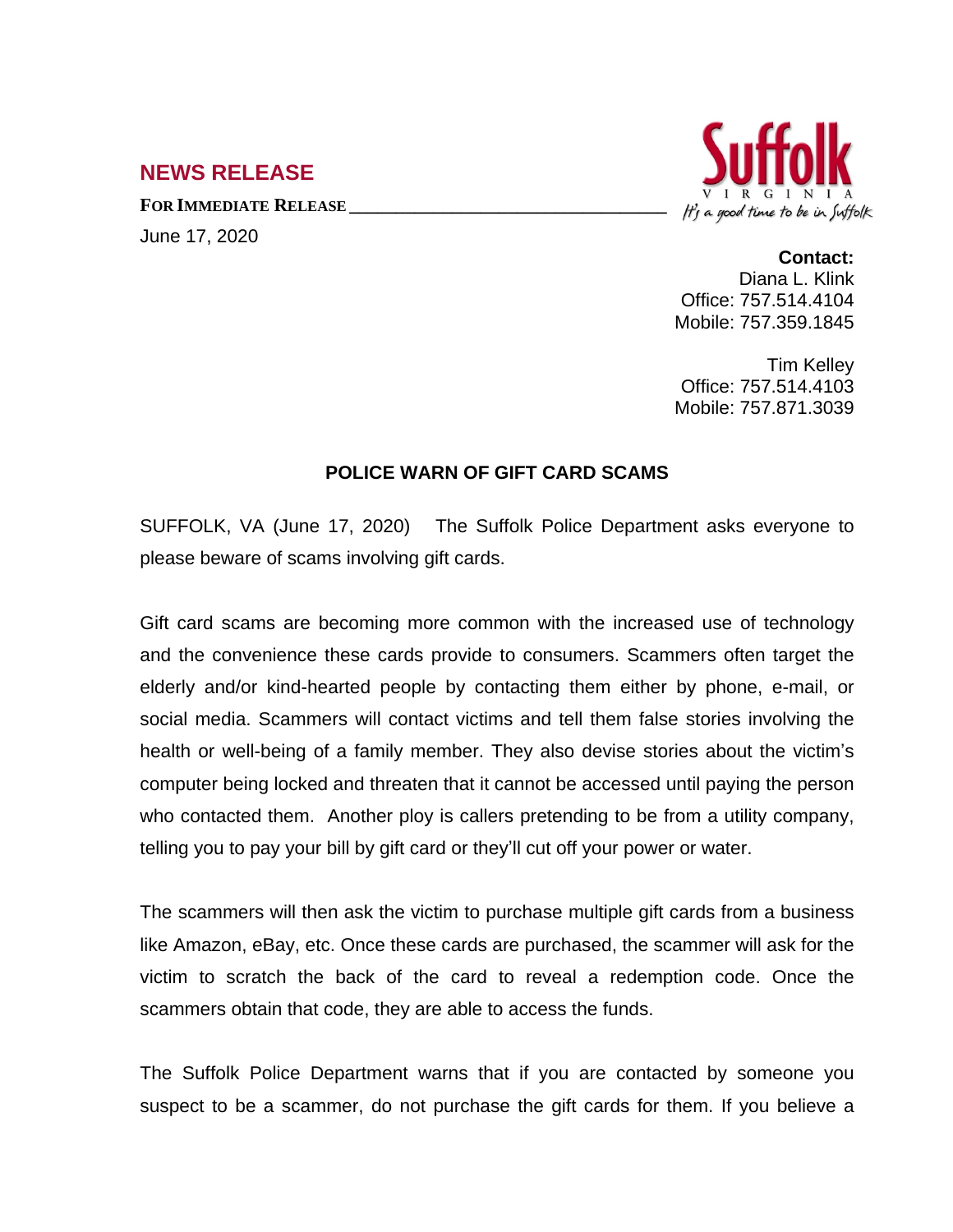## NEWS RELEASE

**FOR IMMEDIATE RELEASE**

June 17, 2020

Suffolk
VIRGINIA
*It's a good time to be in Suffolk*

**Contact:**
Diana L. Klink
Office: 757.514.4104
Mobile: 757.359.1845

Tim Kelley
Office: 757.514.4103
Mobile: 757.871.3039

### POLICE WARN OF GIFT CARD SCAMS

SUFFOLK, VA (June 17, 2020) The Suffolk Police Department asks everyone to please beware of scams involving gift cards.

Gift card scams are becoming more common with the increased use of technology and the convenience these cards provide to consumers. Scammers often target the elderly and/or kind-hearted people by contacting them either by phone, e-mail, or social media. Scammers will contact victims and tell them false stories involving the health or well-being of a family member. They also devise stories about the victim's computer being locked and threaten that it cannot be accessed until paying the person who contacted them. Another ploy is callers pretending to be from a utility company, telling you to pay your bill by gift card or they'll cut off your power or water.

The scammers will then ask the victim to purchase multiple gift cards from a business like Amazon, eBay, etc. Once these cards are purchased, the scammer will ask for the victim to scratch the back of the card to reveal a redemption code. Once the scammers obtain that code, they are able to access the funds.

The Suffolk Police Department warns that if you are contacted by someone you suspect to be a scammer, do not purchase the gift cards for them. If you believe a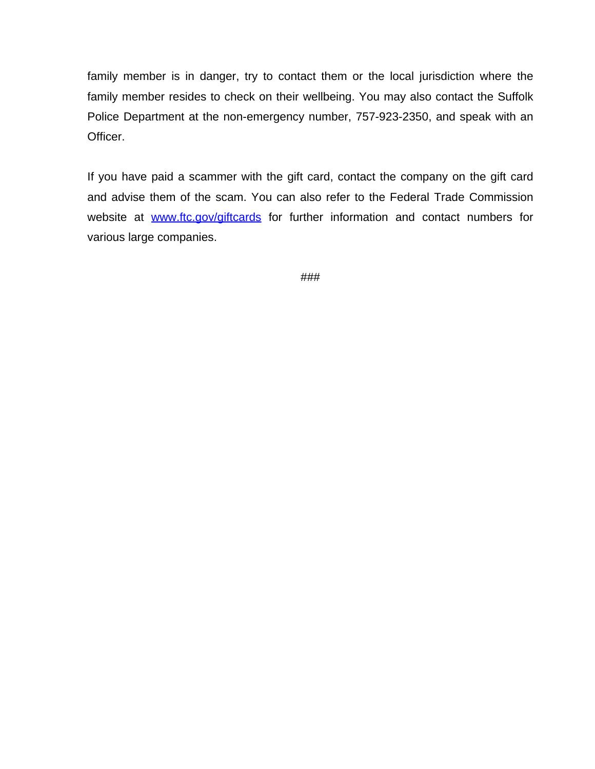family member is in danger, try to contact them or the local jurisdiction where the family member resides to check on their wellbeing. You may also contact the Suffolk Police Department at the non-emergency number, 757-923-2350, and speak with an Officer.

If you have paid a scammer with the gift card, contact the company on the gift card and advise them of the scam. You can also refer to the Federal Trade Commission website at [www.ftc.gov/giftcards](http://www.ftc.gov/giftcards) for further information and contact numbers for various large companies.

###